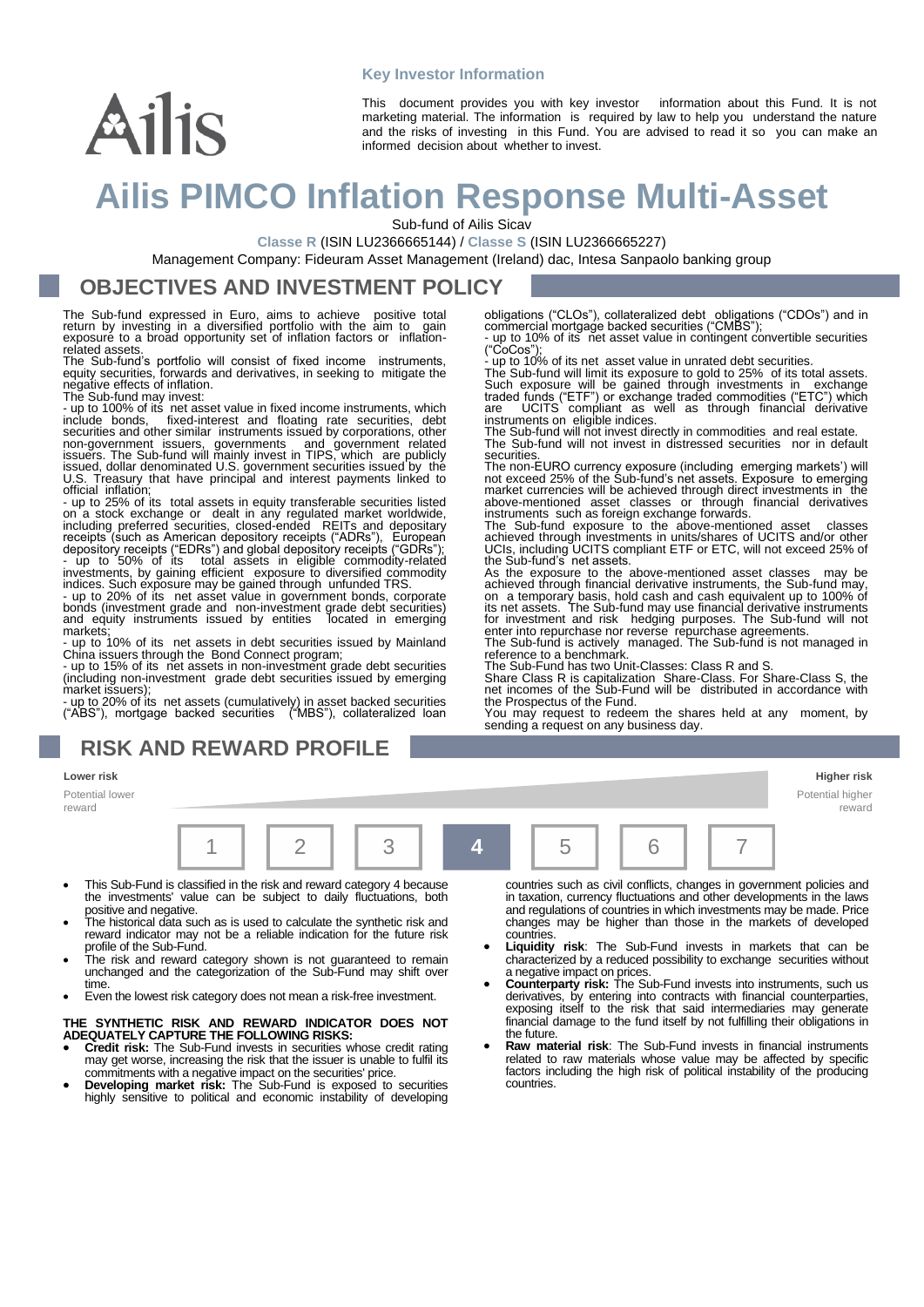Ailis

## Key Investor Information

This document provides you with key investor information about this Fund. It is not marketing material. The information is required by law to help you understand the nature and the risks of investing in this Fund. You are advised to read it so you can make an informed decision about whether to invest.

# Ailis PIMCO Inflation Response Multi-Asset

Sub-fund of Ailis Sicav

**Classe R** (ISIN LU2366665144) / **Classe S** (ISIN LU2366665227)

Management Company: Fideuram Asset Management (Ireland) dac, Intesa Sanpaolo banking group

## OBJECTIVES AND INVESTMENT POLICY

The Sub-fund expressed in Euro, aims to achieve positive total return by investing in a diversified portfolio with the aim to gain exposure to a broad opportunity set of inflation factors or inflation-related assets.

The Sub-fund's portfolio will consist of fixed income instruments, equity securities, forwards and derivatives, in seeking to mitigate the negative effects of inflation.

The Sub-fund may invest:

- up to 100% of its net asset value in fixed income instruments, which include bonds, fixed-interest and floating rate securities, debt securities and other similar instruments issued by corporations, other non-government issuers, governments and government related issuers. The Sub-fund will mainly invest in TIPS, which are publicly issued, dollar denominated U.S. government securities issued by the U.S. Treasury that have principal and interest payments linked to official inflation;
- up to 25% of its total assets in equity transferable securities listed on a stock exchange or dealt in any regulated market worldwide, including preferred securities, closed-ended REITs and depositary receipts (such as American depository receipts ("ADRs"), European depository receipts ("EDRs") and global depository receipts ("GDRs");
- up to 50% of its total assets in eligible commodity-related investments, by gaining efficient exposure to diversified commodity indices. Such exposure may be gained through unfunded TRS.
- up to 20% of its net asset value in government bonds, corporate bonds (investment grade and non-investment grade debt securities) and equity instruments issued by entities located in emerging markets;
- up to 10% of its net assets in debt securities issued by Mainland China issuers through the Bond Connect program;
- up to 15% of its net assets in non-investment grade debt securities (including non-investment grade debt securities issued by emerging market issuers);
- up to 20% of its net assets (cumulatively) in asset backed securities ("ABS"), mortgage backed securities ("MBS"), collateralized loan obligations ("CLOs"), collateralized debt obligations ("CDOs") and in commercial mortgage backed securities ("CMBS");
- up to 10% of its net asset value in contingent convertible securities ("CoCos");
- up to 10% of its net asset value in unrated debt securities.

The Sub-fund will limit its exposure to gold to 25% of its total assets. Such exposure will be gained through investments in exchange traded funds ("ETF") or exchange traded commodities ("ETC") which are UCITS compliant as well as through financial derivative instruments on eligible indices.

The Sub-fund will not invest directly in commodities and real estate.

The Sub-fund will not invest in distressed securities nor in default securities.

The non-EURO currency exposure (including emerging markets') will not exceed 25% of the Sub-fund's net assets. Exposure to emerging market currencies will be achieved through direct investments in the above-mentioned asset classes or through financial derivatives instruments such as foreign exchange forwards.

The Sub-fund exposure to the above-mentioned asset classes achieved through investments in units/shares of UCITS and/or other UCIs, including UCITS compliant ETF or ETC, will not exceed 25% of the Sub-fund's net assets.

As the exposure to the above-mentioned asset classes may be achieved through financial derivative instruments, the Sub-fund may, on a temporary basis, hold cash and cash equivalent up to 100% of its net assets. The Sub-fund may use financial derivative instruments for investment and risk hedging purposes. The Sub-fund will not enter into repurchase nor reverse repurchase agreements.

The Sub-fund is actively managed. The Sub-fund is not managed in reference to a benchmark.

The Sub-Fund has two Unit-Classes: Class R and S.

Share Class R is capitalization Share-Class. For Share-Class S, the net incomes of the Sub-Fund will be distributed in accordance with the Prospectus of the Fund.

You may request to redeem the shares held at any moment, by sending a request on any business day.

## RISK AND REWARD PROFILE

| Lower risk<br>Potential lower reward | | | | | | Higher risk<br>Potential higher reward |
|---|---|---|---|---|---|---|
| 1 | 2 | 3 | **4** | 5 | 6 | 7 |

- This Sub-Fund is classified in the risk and reward category 4 because the investments' value can be subject to daily fluctuations, both positive and negative.
- The historical data such as is used to calculate the synthetic risk and reward indicator may not be a reliable indication for the future risk profile of the Sub-Fund.
- The risk and reward category shown is not guaranteed to remain unchanged and the categorization of the Sub-Fund may shift over time.
- Even the lowest risk category does not mean a risk-free investment.

**THE SYNTHETIC RISK AND REWARD INDICATOR DOES NOT ADEQUATELY CAPTURE THE FOLLOWING RISKS:**

- **Credit risk:** The Sub-Fund invests in securities whose credit rating may get worse, increasing the risk that the issuer is unable to fulfil its commitments with a negative impact on the securities' price.
- **Developing market risk:** The Sub-Fund is exposed to securities highly sensitive to political and economic instability of developing countries such as civil conflicts, changes in government policies and in taxation, currency fluctuations and other developments in the laws and regulations of countries in which investments may be made. Price changes may be higher than those in the markets of developed countries.
- **Liquidity risk**: The Sub-Fund invests in markets that can be characterized by a reduced possibility to exchange securities without a negative impact on prices.
- **Counterparty risk:** The Sub-Fund invests into instruments, such us derivatives, by entering into contracts with financial counterparties, exposing itself to the risk that said intermediaries may generate financial damage to the fund itself by not fulfilling their obligations in the future.
- **Raw material risk**: The Sub-Fund invests in financial instruments related to raw materials whose value may be affected by specific factors including the high risk of political instability of the producing countries.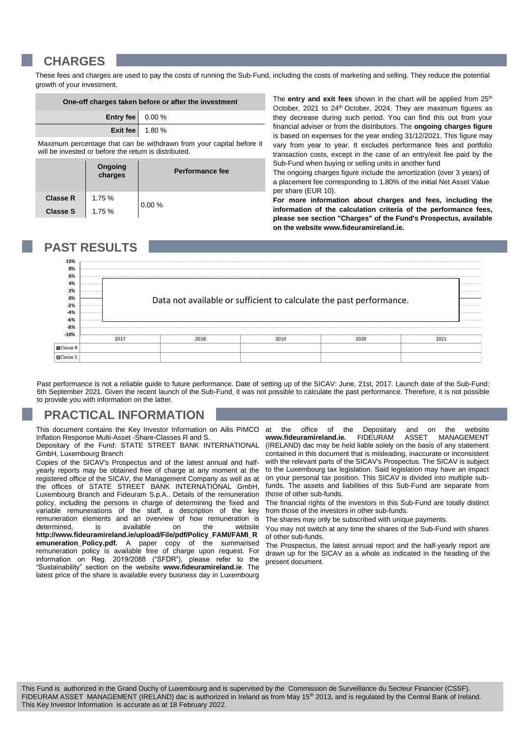## CHARGES

These fees and charges are used to pay the costs of running the Sub-Fund, including the costs of marketing and selling. They reduce the potential growth of your investment.

| One-off charges taken before or after the investment | |
|---|---|
| **Entry fee** | 0.00 % |
| **Exit fee** | 1.80 % |

Maximum percentage that can be withdrawn from your capital before it will be invested or before the return is distributed.

| | Ongoing charges | Performance fee |
|---|---|---|
| **Classe R** | 1.75 % | 0.00 % |
| **Classe S** | 1.75 % | |

The **entry and exit fees** shown in the chart will be applied from 25th October, 2021 to 24th October, 2024. They are maximum figures as they decrease during such period. You can find this out from your financial adviser or from the distributors. The **ongoing charges figure** is based on expenses for the year ending 31/12/2021. This figure may vary from year to year. It excludes performance fees and portfolio transaction costs, except in the case of an entry/exit fee paid by the Sub-Fund when buying or selling units in another fund

The ongoing charges figure include the amortization (over 3 years) of a placement fee corresponding to 1.80% of the initial Net Asset Value per share (EUR 10).

**For more information about charges and fees, including the information of the calculation criteria of the performance fees, please see section "Charges" of the Fund's Prospectus, available on the website www.fideuramireland.ie.**

## PAST RESULTS

10%
8%
6%
4%
2%
0%
-2%
-4%
-6%
-8%
-10%

Data not available or sufficient to calculate the past performance.

2017 2018 2019 2020 2021

Classe R
Classe S

Past performance is not a reliable guide to future performance. Date of setting up of the SICAV: June, 21st, 2017. Launch date of the Sub-Fund: 6th September 2021. Given the recent launch of the Sub-Fund, it was not possible to calculate the past performance. Therefore, it is not possible to provide you with information on the latter.

## PRACTICAL INFORMATION

This document contains the Key Investor Information on Ailis PIMCO Inflation Response Multi-Asset -Share-Classes R and S.

Depositary of the Fund: STATE STREET BANK INTERNATIONAL GmbH, Luxembourg Branch

Copies of the SICAV's Prospectus and of the latest annual and half-yearly reports may be obtained free of charge at any moment at the registered office of the SICAV, the Management Company as well as at the offices of STATE STREET BANK INTERNATIONAL GmbH, Luxembourg Branch and Fideuram S.p.A.. Details of the remuneration policy, including the persons in charge of determining the fixed and variable remunerations of the staff, a description of the key remuneration elements and an overview of how remuneration is determined, is available on the website **http://www.fideuramireland.ie/upload/File/pdf/Policy_FAMI/FAMI_Remuneration_Policy.pdf.** A paper copy of the summarised remuneration policy is available free of charge upon request. For information on Reg. 2019/2088 ("SFDR"), please refer to the "Sustainability" section on the website **www.fideuramireland.ie**. The latest price of the share is available every business day in Luxembourg at the office of the Depositary and on the website **www.fideuramireland.ie.** FIDEURAM ASSET MANAGEMENT (IRELAND) dac may be held liable solely on the basis of any statement contained in this document that is misleading, inaccurate or inconsistent with the relevant parts of the SICAV's Prospectus. The SICAV is subject to the Luxembourg tax legislation. Said legislation may have an impact on your personal tax position. This SICAV is divided into multiple sub-funds. The assets and liabilities of this Sub-Fund are separate from those of other sub-funds.

The financial rights of the investors in this Sub-Fund are totally distinct from those of the investors in other sub-funds.

The shares may only be subscribed with unique payments.

You may not switch at any time the shares of the Sub-Fund with shares of other sub-funds.

The Prospectus, the latest annual report and the half-yearly report are drawn up for the SICAV as a whole as indicated in the heading of the present document.

This Fund is authorized in the Grand Duchy of Luxembourg and is supervised by the Commission de Surveillance du Secteur Financier (CSSF). FIDEURAM ASSET MANAGEMENT (IRELAND) dac is authorized in Ireland as from May 15th 2013, and is regulated by the Central Bank of Ireland. This Key Investor Information is accurate as at 18 February 2022.